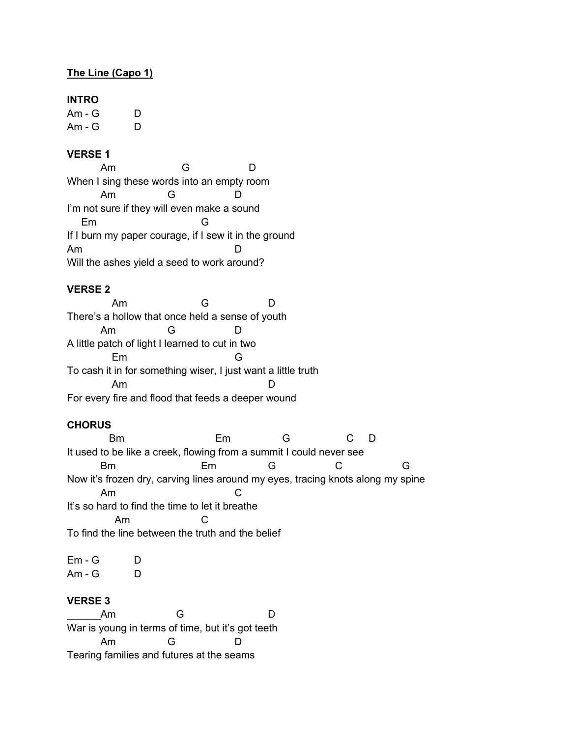**The Line (Capo 1)**

**INTRO**

```
Am - G        D
Am - G        D
```

**VERSE 1**

```
         Am                    G                  D
When I sing these words into an empty room
         Am               G                D
I'm not sure if they will even make a sound
     Em                          G
If I burn my paper courage, if I sew it in the ground
Am                                         D
Will the ashes yield a seed to work around?
```

**VERSE 2**

```
            Am                     G                 D
There's a hollow that once held a sense of youth
         Am               G                D
A little patch of light I learned to cut in two
            Em                             G
To cash it in for something wiser, I just want a little truth
            Am                                       D
For every fire and flood that feeds a deeper wound
```

**CHORUS**

```
           Bm                          Em                G                 C     D
It used to be like a creek, flowing from a summit I could never see
         Bm                      Em                G                   C                    G
Now it's frozen dry, carving lines around my eyes, tracing knots along my spine
         Am                               C
It's so hard to find the time to let it breathe
             Am                  C
To find the line between the truth and the belief
```

```
Em - G        D
Am - G        D
```

**VERSE 3**

```
______Am                  G                          D
War is young in terms of time, but it's got teeth
         Am               G                D
Tearing families and futures at the seams
```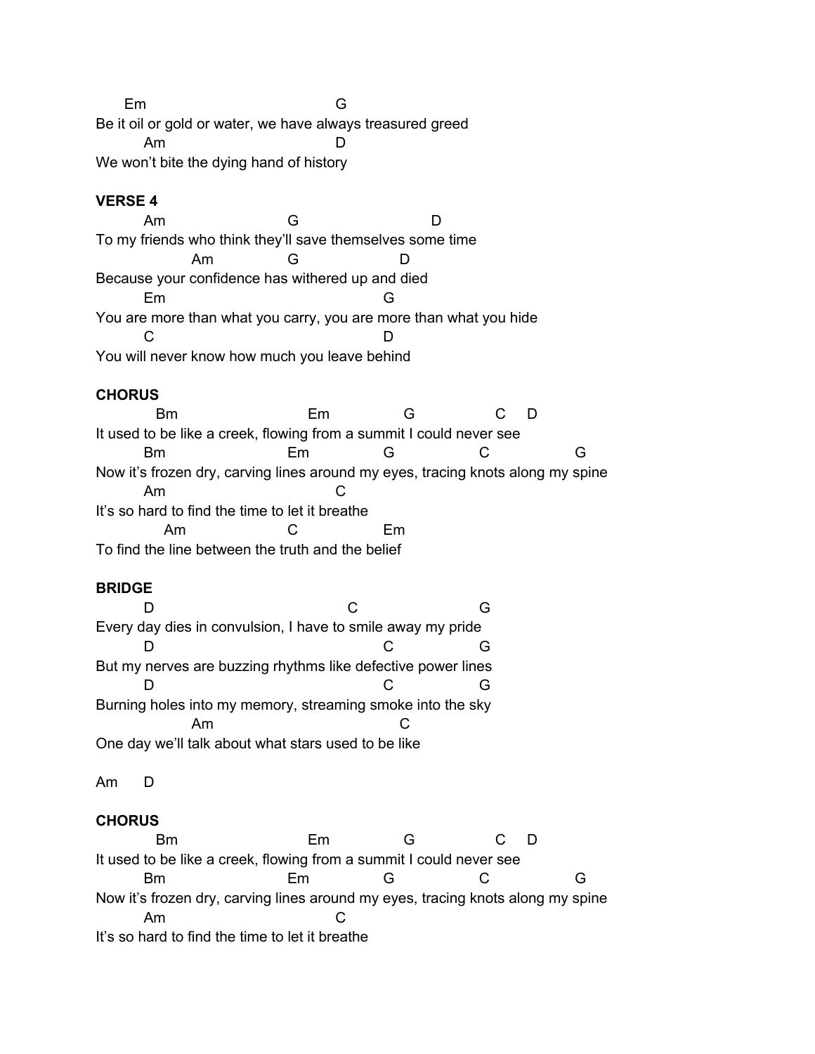```
       Em                                  G
Be it oil or gold or water, we have always treasured greed
         Am                                D
We won't bite the dying hand of history
```

**VERSE 4**

```
         Am                G                    D
To my friends who think they'll save themselves some time
                 Am        G                D
Because your confidence has withered up and died
         Em                                G
You are more than what you carry, you are more than what you hide
         C                                 D
You will never know how much you leave behind
```

**CHORUS**

```
           Bm                    Em            G             C    D
It used to be like a creek, flowing from a summit I could never see
         Bm                 Em             G             C               G
Now it's frozen dry, carving lines around my eyes, tracing knots along my spine
         Am                              C
It's so hard to find the time to let it breathe
            Am             C              Em
To find the line between the truth and the belief
```

**BRIDGE**

```
         D                                C                  G
Every day dies in convulsion, I have to smile away my pride
         D                                   C           G
But my nerves are buzzing rhythms like defective power lines
         D                                   C           G
Burning holes into my memory, streaming smoke into the sky
                 Am                          C
One day we'll talk about what stars used to be like

Am      D
```

**CHORUS**

```
           Bm                    Em            G             C    D
It used to be like a creek, flowing from a summit I could never see
         Bm                 Em             G             C               G
Now it's frozen dry, carving lines around my eyes, tracing knots along my spine
         Am                              C
It's so hard to find the time to let it breathe
```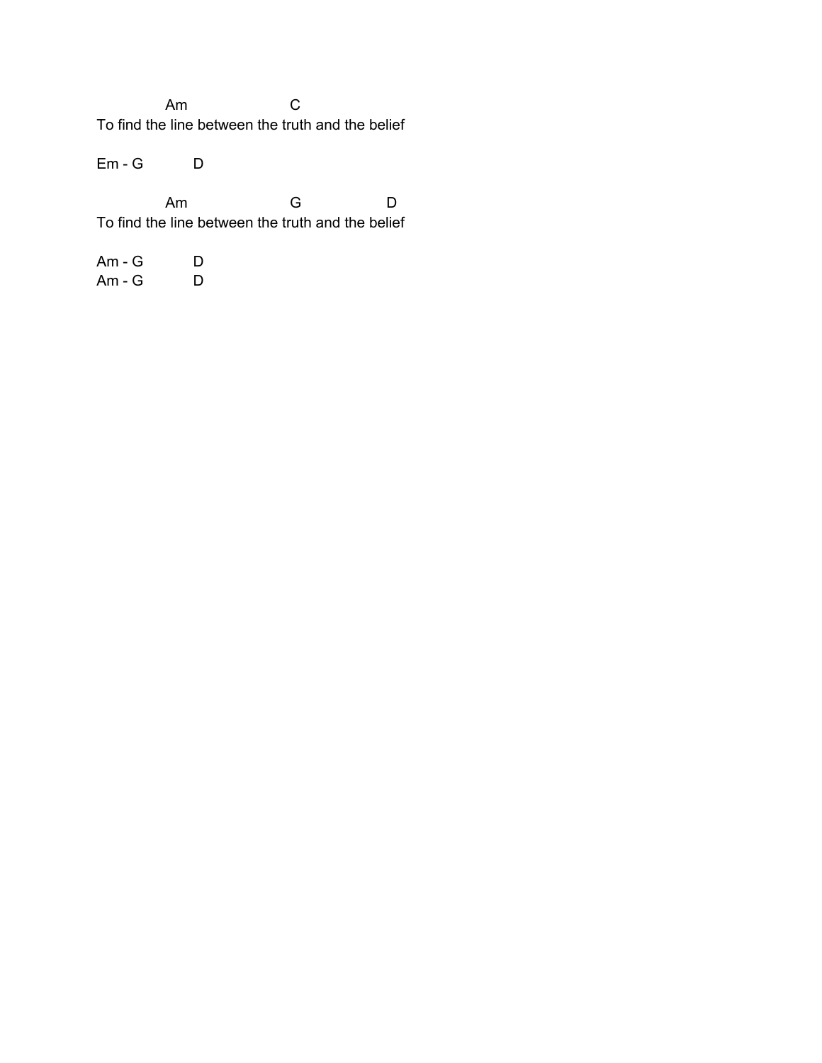```
              Am                        C
To find the line between the truth and the belief

Em - G            D

              Am                        G                    D
To find the line between the truth and the belief

Am - G            D
Am - G            D
```